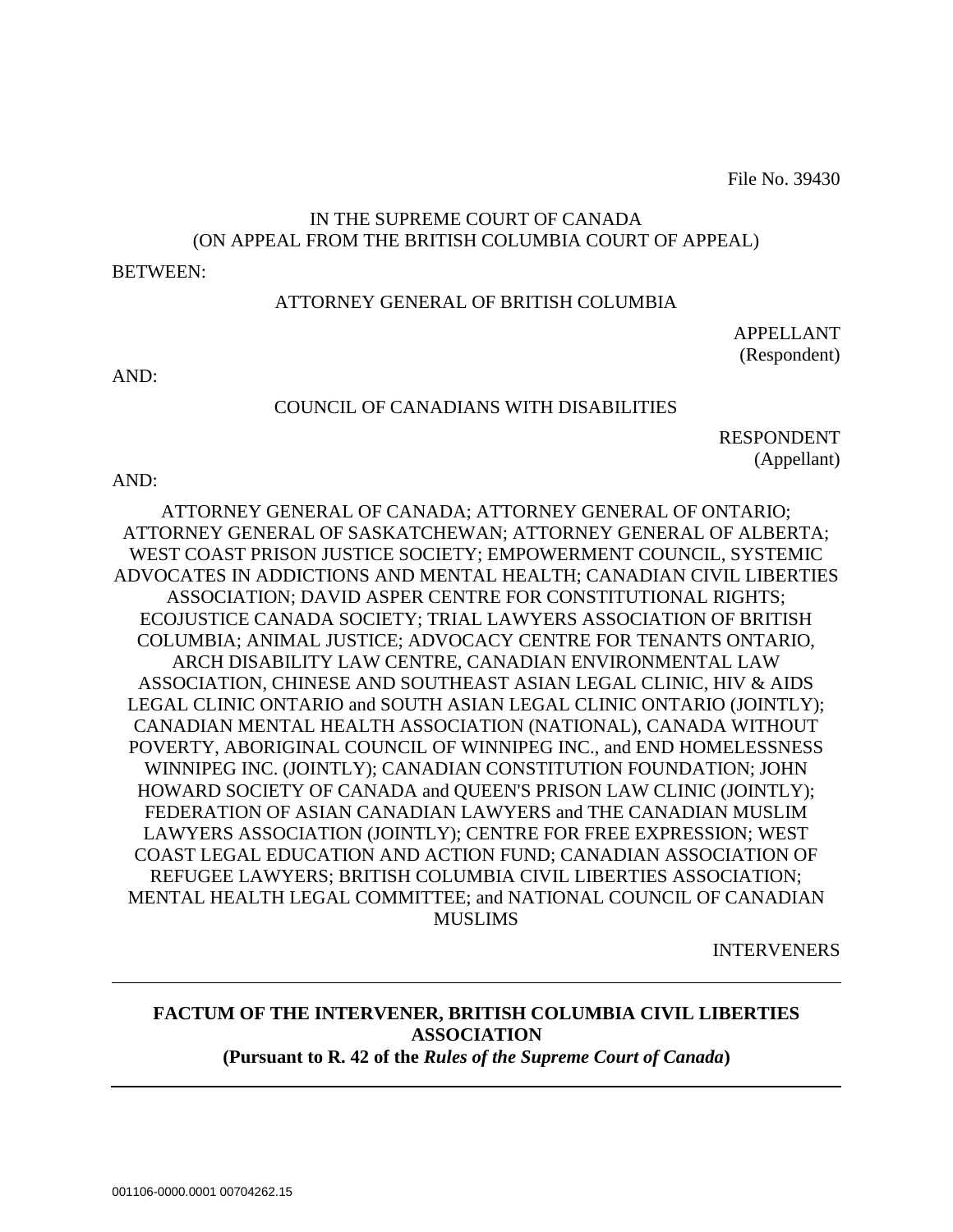File No. 39430

IN THE SUPREME COURT OF CANADA
(ON APPEAL FROM THE BRITISH COLUMBIA COURT OF APPEAL)

BETWEEN:

ATTORNEY GENERAL OF BRITISH COLUMBIA

APPELLANT
(Respondent)

AND:

COUNCIL OF CANADIANS WITH DISABILITIES

RESPONDENT
(Appellant)

AND:

ATTORNEY GENERAL OF CANADA; ATTORNEY GENERAL OF ONTARIO; ATTORNEY GENERAL OF SASKATCHEWAN; ATTORNEY GENERAL OF ALBERTA; WEST COAST PRISON JUSTICE SOCIETY; EMPOWERMENT COUNCIL, SYSTEMIC ADVOCATES IN ADDICTIONS AND MENTAL HEALTH; CANADIAN CIVIL LIBERTIES ASSOCIATION; DAVID ASPER CENTRE FOR CONSTITUTIONAL RIGHTS; ECOJUSTICE CANADA SOCIETY; TRIAL LAWYERS ASSOCIATION OF BRITISH COLUMBIA; ANIMAL JUSTICE; ADVOCACY CENTRE FOR TENANTS ONTARIO, ARCH DISABILITY LAW CENTRE, CANADIAN ENVIRONMENTAL LAW ASSOCIATION, CHINESE AND SOUTHEAST ASIAN LEGAL CLINIC, HIV & AIDS LEGAL CLINIC ONTARIO and SOUTH ASIAN LEGAL CLINIC ONTARIO (JOINTLY); CANADIAN MENTAL HEALTH ASSOCIATION (NATIONAL), CANADA WITHOUT POVERTY, ABORIGINAL COUNCIL OF WINNIPEG INC., and END HOMELESSNESS WINNIPEG INC. (JOINTLY); CANADIAN CONSTITUTION FOUNDATION; JOHN HOWARD SOCIETY OF CANADA and QUEEN'S PRISON LAW CLINIC (JOINTLY); FEDERATION OF ASIAN CANADIAN LAWYERS and THE CANADIAN MUSLIM LAWYERS ASSOCIATION (JOINTLY); CENTRE FOR FREE EXPRESSION; WEST COAST LEGAL EDUCATION AND ACTION FUND; CANADIAN ASSOCIATION OF REFUGEE LAWYERS; BRITISH COLUMBIA CIVIL LIBERTIES ASSOCIATION; MENTAL HEALTH LEGAL COMMITTEE; and NATIONAL COUNCIL OF CANADIAN MUSLIMS

INTERVENERS

---

**FACTUM OF THE INTERVENER, BRITISH COLUMBIA CIVIL LIBERTIES ASSOCIATION**
**(Pursuant to R. 42 of the *Rules of the Supreme Court of Canada*)**

---

001106-0000.0001 00704262.15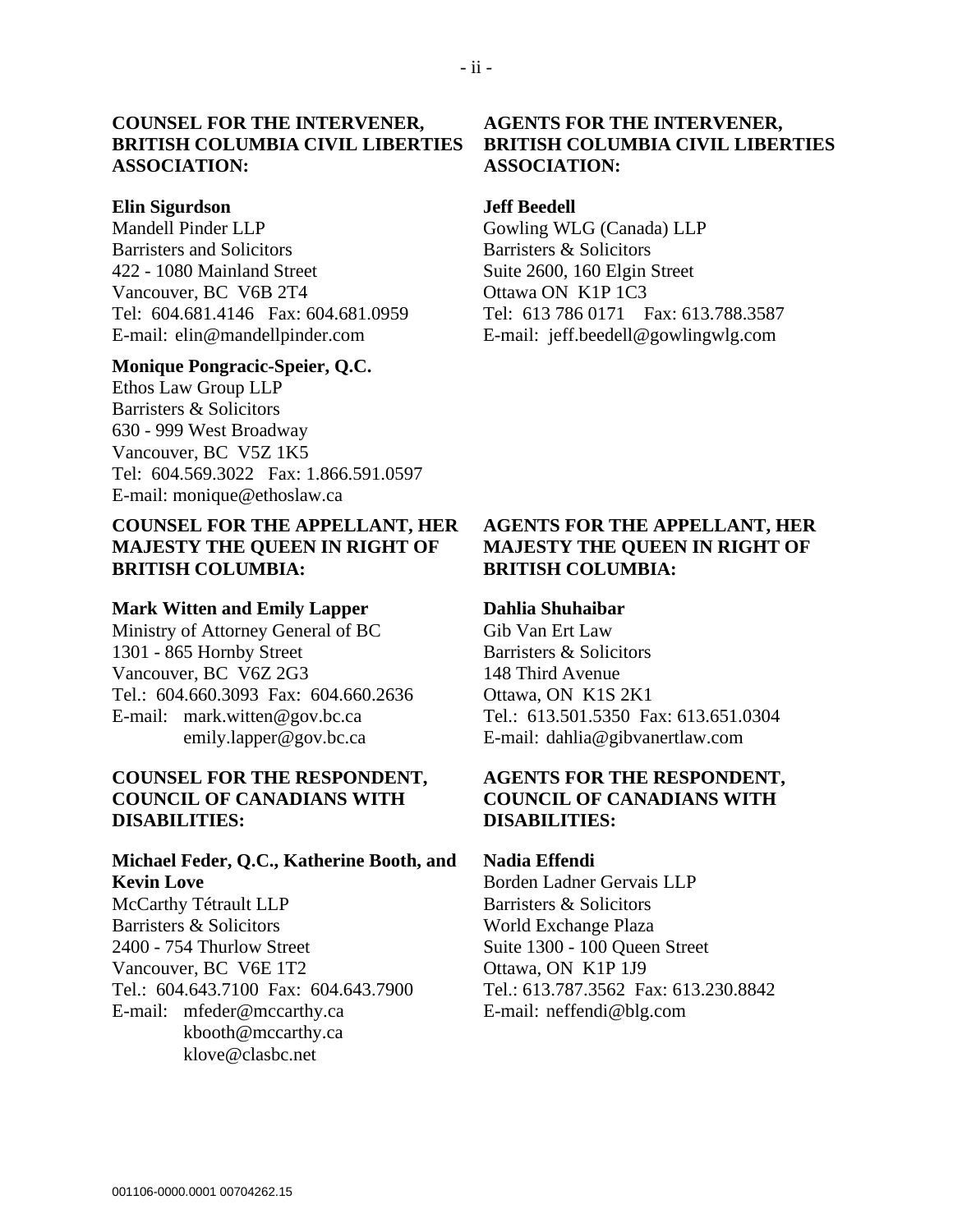**COUNSEL FOR THE INTERVENER, BRITISH COLUMBIA CIVIL LIBERTIES ASSOCIATION:**

**Elin Sigurdson**
Mandell Pinder LLP
Barristers and Solicitors
422 - 1080 Mainland Street
Vancouver, BC V6B 2T4
Tel: 604.681.4146 Fax: 604.681.0959
E-mail: elin@mandellpinder.com

**Monique Pongracic-Speier, Q.C.**
Ethos Law Group LLP
Barristers & Solicitors
630 - 999 West Broadway
Vancouver, BC V5Z 1K5
Tel: 604.569.3022 Fax: 1.866.591.0597
E-mail: monique@ethoslaw.ca

**AGENTS FOR THE INTERVENER, BRITISH COLUMBIA CIVIL LIBERTIES ASSOCIATION:**

**Jeff Beedell**
Gowling WLG (Canada) LLP
Barristers & Solicitors
Suite 2600, 160 Elgin Street
Ottawa ON K1P 1C3
Tel: 613 786 0171 Fax: 613.788.3587
E-mail: jeff.beedell@gowlingwlg.com

**COUNSEL FOR THE APPELLANT, HER MAJESTY THE QUEEN IN RIGHT OF BRITISH COLUMBIA:**

**Mark Witten and Emily Lapper**
Ministry of Attorney General of BC
1301 - 865 Hornby Street
Vancouver, BC V6Z 2G3
Tel.: 604.660.3093 Fax: 604.660.2636
E-mail: mark.witten@gov.bc.ca
emily.lapper@gov.bc.ca

**AGENTS FOR THE APPELLANT, HER MAJESTY THE QUEEN IN RIGHT OF BRITISH COLUMBIA:**

**Dahlia Shuhaibar**
Gib Van Ert Law
Barristers & Solicitors
148 Third Avenue
Ottawa, ON K1S 2K1
Tel.: 613.501.5350 Fax: 613.651.0304
E-mail: dahlia@gibvanertlaw.com

**COUNSEL FOR THE RESPONDENT, COUNCIL OF CANADIANS WITH DISABILITIES:**

**Michael Feder, Q.C., Katherine Booth, and Kevin Love**
McCarthy Tétrault LLP
Barristers & Solicitors
2400 - 754 Thurlow Street
Vancouver, BC V6E 1T2
Tel.: 604.643.7100 Fax: 604.643.7900
E-mail: mfeder@mccarthy.ca
kbooth@mccarthy.ca
klove@clasbc.net

**AGENTS FOR THE RESPONDENT, COUNCIL OF CANADIANS WITH DISABILITIES:**

**Nadia Effendi**
Borden Ladner Gervais LLP
Barristers & Solicitors
World Exchange Plaza
Suite 1300 - 100 Queen Street
Ottawa, ON K1P 1J9
Tel.: 613.787.3562 Fax: 613.230.8842
E-mail: neffendi@blg.com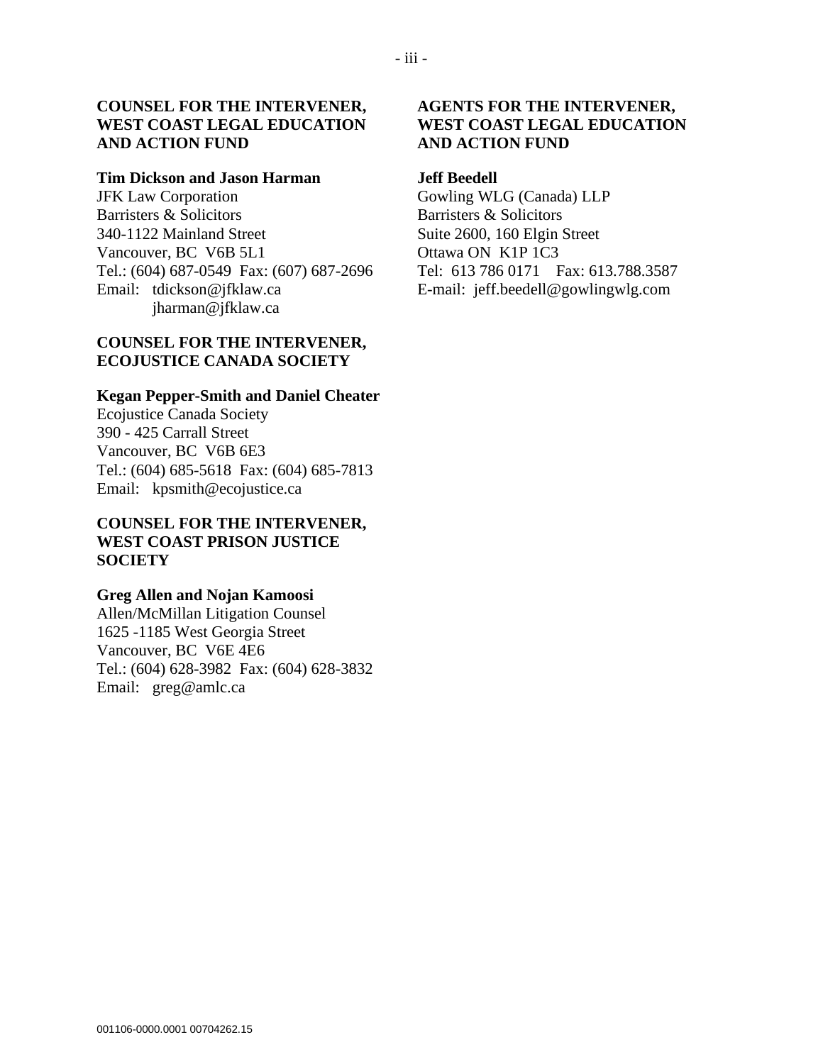**COUNSEL FOR THE INTERVENER, WEST COAST LEGAL EDUCATION AND ACTION FUND**

**Tim Dickson and Jason Harman**
JFK Law Corporation
Barristers & Solicitors
340-1122 Mainland Street
Vancouver, BC V6B 5L1
Tel.: (604) 687-0549 Fax: (607) 687-2696
Email: tdickson@jfklaw.ca
jharman@jfklaw.ca

**AGENTS FOR THE INTERVENER, WEST COAST LEGAL EDUCATION AND ACTION FUND**

**Jeff Beedell**
Gowling WLG (Canada) LLP
Barristers & Solicitors
Suite 2600, 160 Elgin Street
Ottawa ON K1P 1C3
Tel: 613 786 0171 Fax: 613.788.3587
E-mail: jeff.beedell@gowlingwlg.com

**COUNSEL FOR THE INTERVENER, ECOJUSTICE CANADA SOCIETY**

**Kegan Pepper-Smith and Daniel Cheater**
Ecojustice Canada Society
390 - 425 Carrall Street
Vancouver, BC V6B 6E3
Tel.: (604) 685-5618 Fax: (604) 685-7813
Email: kpsmith@ecojustice.ca

**COUNSEL FOR THE INTERVENER, WEST COAST PRISON JUSTICE SOCIETY**

**Greg Allen and Nojan Kamoosi**
Allen/McMillan Litigation Counsel
1625 -1185 West Georgia Street
Vancouver, BC V6E 4E6
Tel.: (604) 628-3982 Fax: (604) 628-3832
Email: greg@amlc.ca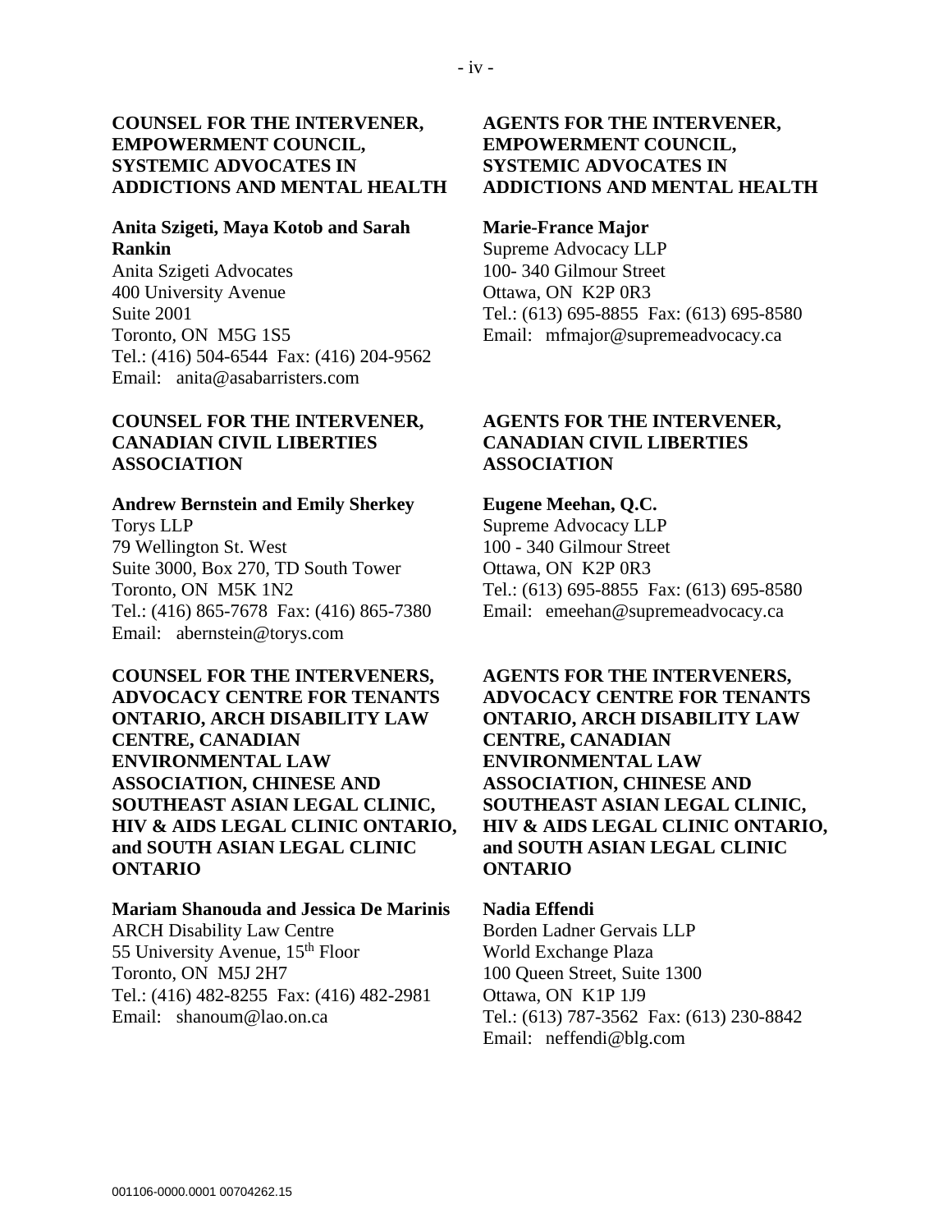**COUNSEL FOR THE INTERVENER, EMPOWERMENT COUNCIL, SYSTEMIC ADVOCATES IN ADDICTIONS AND MENTAL HEALTH**

**Anita Szigeti, Maya Kotob and Sarah Rankin**
Anita Szigeti Advocates
400 University Avenue
Suite 2001
Toronto, ON M5G 1S5
Tel.: (416) 504-6544 Fax: (416) 204-9562
Email: anita@asabarristers.com

**AGENTS FOR THE INTERVENER, EMPOWERMENT COUNCIL, SYSTEMIC ADVOCATES IN ADDICTIONS AND MENTAL HEALTH**

**Marie-France Major**
Supreme Advocacy LLP
100- 340 Gilmour Street
Ottawa, ON K2P 0R3
Tel.: (613) 695-8855 Fax: (613) 695-8580
Email: mfmajor@supremeadvocacy.ca

**COUNSEL FOR THE INTERVENER, CANADIAN CIVIL LIBERTIES ASSOCIATION**

**Andrew Bernstein and Emily Sherkey**
Torys LLP
79 Wellington St. West
Suite 3000, Box 270, TD South Tower
Toronto, ON M5K 1N2
Tel.: (416) 865-7678 Fax: (416) 865-7380
Email: abernstein@torys.com

**AGENTS FOR THE INTERVENER, CANADIAN CIVIL LIBERTIES ASSOCIATION**

**Eugene Meehan, Q.C.**
Supreme Advocacy LLP
100 - 340 Gilmour Street
Ottawa, ON K2P 0R3
Tel.: (613) 695-8855 Fax: (613) 695-8580
Email: emeehan@supremeadvocacy.ca

**COUNSEL FOR THE INTERVENERS, ADVOCACY CENTRE FOR TENANTS ONTARIO, ARCH DISABILITY LAW CENTRE, CANADIAN ENVIRONMENTAL LAW ASSOCIATION, CHINESE AND SOUTHEAST ASIAN LEGAL CLINIC, HIV & AIDS LEGAL CLINIC ONTARIO, and SOUTH ASIAN LEGAL CLINIC ONTARIO**

**Mariam Shanouda and Jessica De Marinis**
ARCH Disability Law Centre
55 University Avenue, 15th Floor
Toronto, ON M5J 2H7
Tel.: (416) 482-8255 Fax: (416) 482-2981
Email: shanoum@lao.on.ca

**AGENTS FOR THE INTERVENERS, ADVOCACY CENTRE FOR TENANTS ONTARIO, ARCH DISABILITY LAW CENTRE, CANADIAN ENVIRONMENTAL LAW ASSOCIATION, CHINESE AND SOUTHEAST ASIAN LEGAL CLINIC, HIV & AIDS LEGAL CLINIC ONTARIO, and SOUTH ASIAN LEGAL CLINIC ONTARIO**

**Nadia Effendi**
Borden Ladner Gervais LLP
World Exchange Plaza
100 Queen Street, Suite 1300
Ottawa, ON K1P 1J9
Tel.: (613) 787-3562 Fax: (613) 230-8842
Email: neffendi@blg.com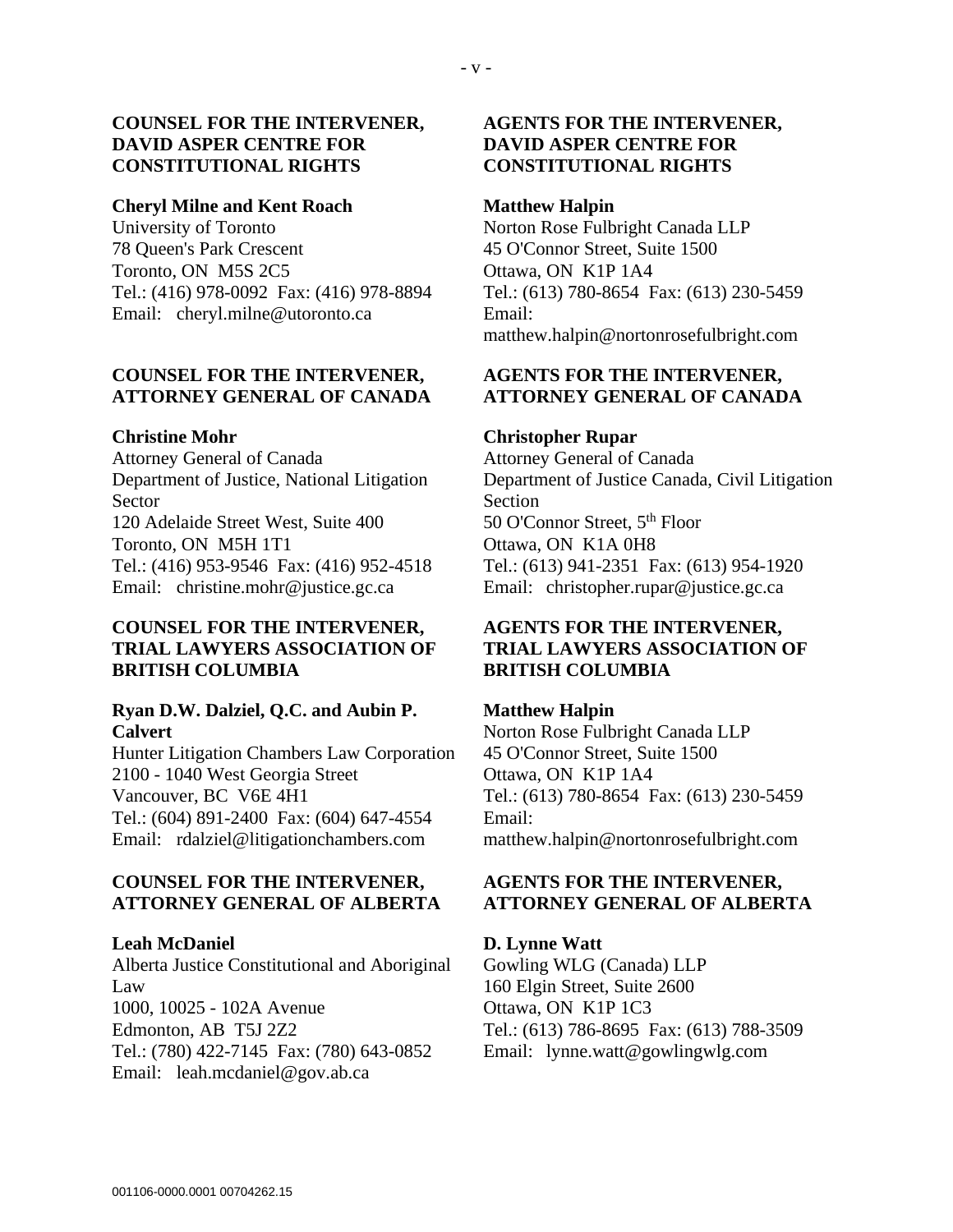**COUNSEL FOR THE INTERVENER, DAVID ASPER CENTRE FOR CONSTITUTIONAL RIGHTS**

**Cheryl Milne and Kent Roach**
University of Toronto
78 Queen's Park Crescent
Toronto, ON  M5S 2C5
Tel.: (416) 978-0092  Fax: (416) 978-8894
Email:  cheryl.milne@utoronto.ca

**AGENTS FOR THE INTERVENER, DAVID ASPER CENTRE FOR CONSTITUTIONAL RIGHTS**

**Matthew Halpin**
Norton Rose Fulbright Canada LLP
45 O'Connor Street, Suite 1500
Ottawa, ON  K1P 1A4
Tel.: (613) 780-8654  Fax: (613) 230-5459
Email:
matthew.halpin@nortonrosefulbright.com

**COUNSEL FOR THE INTERVENER, ATTORNEY GENERAL OF CANADA**

**Christine Mohr**
Attorney General of Canada
Department of Justice, National Litigation Sector
120 Adelaide Street West, Suite 400
Toronto, ON  M5H 1T1
Tel.: (416) 953-9546  Fax: (416) 952-4518
Email:  christine.mohr@justice.gc.ca

**AGENTS FOR THE INTERVENER, ATTORNEY GENERAL OF CANADA**

**Christopher Rupar**
Attorney General of Canada
Department of Justice Canada, Civil Litigation Section
50 O'Connor Street, 5th Floor
Ottawa, ON  K1A 0H8
Tel.: (613) 941-2351  Fax: (613) 954-1920
Email:  christopher.rupar@justice.gc.ca

**COUNSEL FOR THE INTERVENER, TRIAL LAWYERS ASSOCIATION OF BRITISH COLUMBIA**

**Ryan D.W. Dalziel, Q.C. and Aubin P. Calvert**
Hunter Litigation Chambers Law Corporation
2100 - 1040 West Georgia Street
Vancouver, BC  V6E 4H1
Tel.: (604) 891-2400  Fax: (604) 647-4554
Email:  rdalziel@litigationchambers.com

**AGENTS FOR THE INTERVENER, TRIAL LAWYERS ASSOCIATION OF BRITISH COLUMBIA**

**Matthew Halpin**
Norton Rose Fulbright Canada LLP
45 O'Connor Street, Suite 1500
Ottawa, ON  K1P 1A4
Tel.: (613) 780-8654  Fax: (613) 230-5459
Email:
matthew.halpin@nortonrosefulbright.com

**COUNSEL FOR THE INTERVENER, ATTORNEY GENERAL OF ALBERTA**

**Leah McDaniel**
Alberta Justice Constitutional and Aboriginal Law
1000, 10025 - 102A Avenue
Edmonton, AB  T5J 2Z2
Tel.: (780) 422-7145  Fax: (780) 643-0852
Email:  leah.mcdaniel@gov.ab.ca

**AGENTS FOR THE INTERVENER, ATTORNEY GENERAL OF ALBERTA**

**D. Lynne Watt**
Gowling WLG (Canada) LLP
160 Elgin Street, Suite 2600
Ottawa, ON  K1P 1C3
Tel.: (613) 786-8695  Fax: (613) 788-3509
Email:  lynne.watt@gowlingwlg.com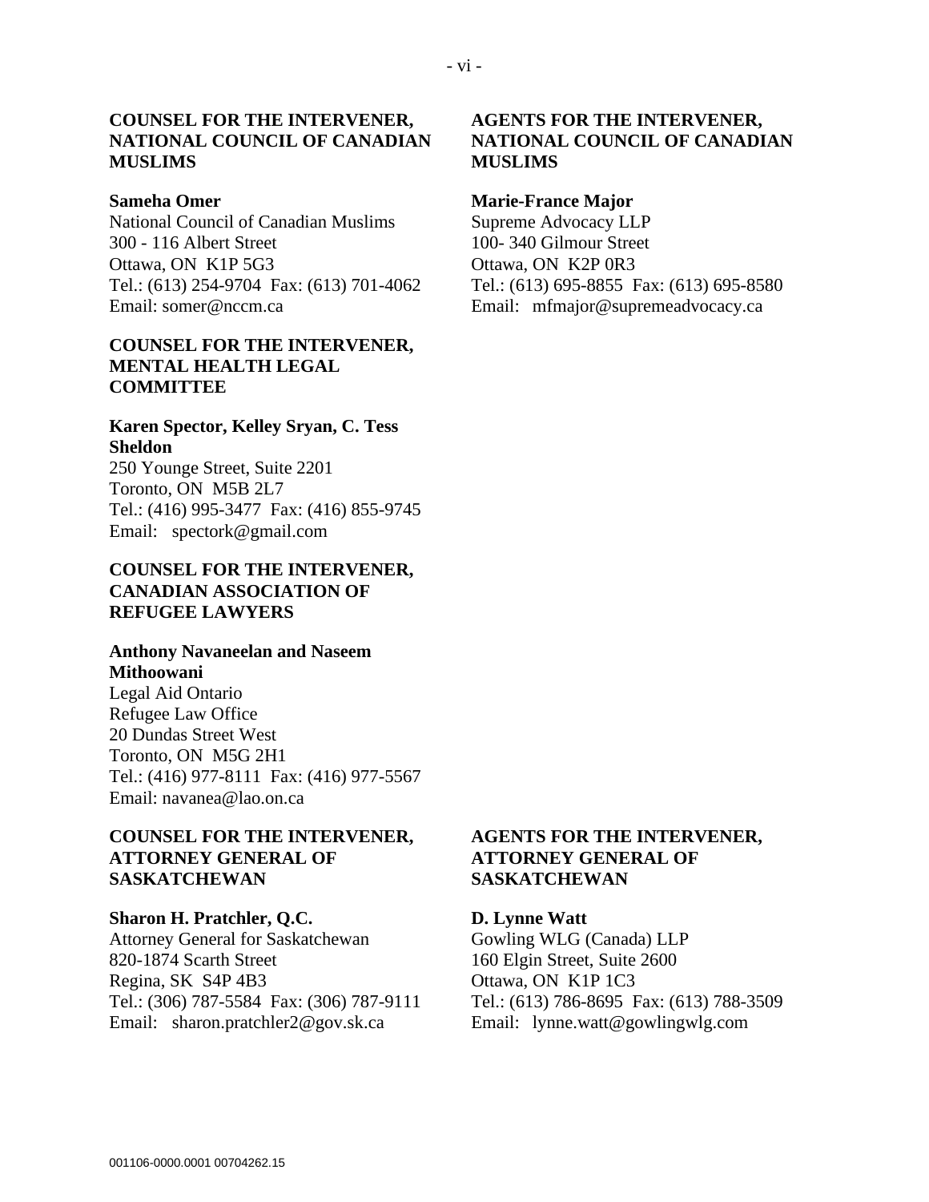**COUNSEL FOR THE INTERVENER, NATIONAL COUNCIL OF CANADIAN MUSLIMS**

**Sameha Omer**
National Council of Canadian Muslims
300 - 116 Albert Street
Ottawa, ON K1P 5G3
Tel.: (613) 254-9704 Fax: (613) 701-4062
Email: somer@nccm.ca

**AGENTS FOR THE INTERVENER, NATIONAL COUNCIL OF CANADIAN MUSLIMS**

**Marie-France Major**
Supreme Advocacy LLP
100- 340 Gilmour Street
Ottawa, ON K2P 0R3
Tel.: (613) 695-8855 Fax: (613) 695-8580
Email: mfmajor@supremeadvocacy.ca

**COUNSEL FOR THE INTERVENER, MENTAL HEALTH LEGAL COMMITTEE**

**Karen Spector, Kelley Sryan, C. Tess Sheldon**
250 Younge Street, Suite 2201
Toronto, ON M5B 2L7
Tel.: (416) 995-3477 Fax: (416) 855-9745
Email: spectork@gmail.com

**COUNSEL FOR THE INTERVENER, CANADIAN ASSOCIATION OF REFUGEE LAWYERS**

**Anthony Navaneelan and Naseem Mithoowani**
Legal Aid Ontario
Refugee Law Office
20 Dundas Street West
Toronto, ON M5G 2H1
Tel.: (416) 977-8111 Fax: (416) 977-5567
Email: navanea@lao.on.ca

**COUNSEL FOR THE INTERVENER, ATTORNEY GENERAL OF SASKATCHEWAN**

**Sharon H. Pratchler, Q.C.**
Attorney General for Saskatchewan
820-1874 Scarth Street
Regina, SK S4P 4B3
Tel.: (306) 787-5584 Fax: (306) 787-9111
Email: sharon.pratchler2@gov.sk.ca

**AGENTS FOR THE INTERVENER, ATTORNEY GENERAL OF SASKATCHEWAN**

**D. Lynne Watt**
Gowling WLG (Canada) LLP
160 Elgin Street, Suite 2600
Ottawa, ON K1P 1C3
Tel.: (613) 786-8695 Fax: (613) 788-3509
Email: lynne.watt@gowlingwlg.com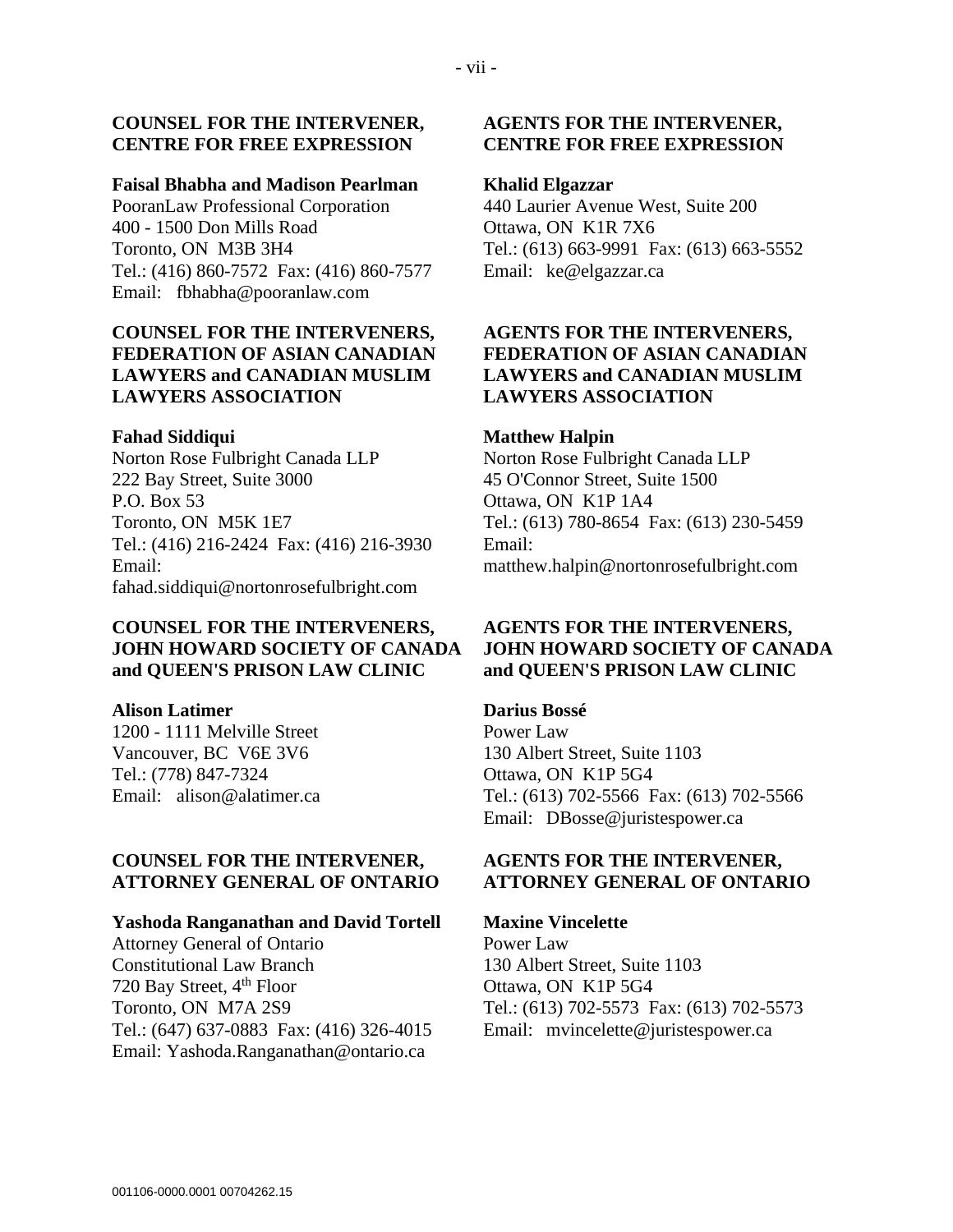**COUNSEL FOR THE INTERVENER, CENTRE FOR FREE EXPRESSION**

**Faisal Bhabha and Madison Pearlman**
PooranLaw Professional Corporation
400 - 1500 Don Mills Road
Toronto, ON M3B 3H4
Tel.: (416) 860-7572 Fax: (416) 860-7577
Email: fbhabha@pooranlaw.com

**AGENTS FOR THE INTERVENER, CENTRE FOR FREE EXPRESSION**

**Khalid Elgazzar**
440 Laurier Avenue West, Suite 200
Ottawa, ON K1R 7X6
Tel.: (613) 663-9991 Fax: (613) 663-5552
Email: ke@elgazzar.ca

**COUNSEL FOR THE INTERVENERS, FEDERATION OF ASIAN CANADIAN LAWYERS and CANADIAN MUSLIM LAWYERS ASSOCIATION**

**Fahad Siddiqui**
Norton Rose Fulbright Canada LLP
222 Bay Street, Suite 3000
P.O. Box 53
Toronto, ON M5K 1E7
Tel.: (416) 216-2424 Fax: (416) 216-3930
Email:
fahad.siddiqui@nortonrosefulbright.com

**AGENTS FOR THE INTERVENERS, FEDERATION OF ASIAN CANADIAN LAWYERS and CANADIAN MUSLIM LAWYERS ASSOCIATION**

**Matthew Halpin**
Norton Rose Fulbright Canada LLP
45 O'Connor Street, Suite 1500
Ottawa, ON K1P 1A4
Tel.: (613) 780-8654 Fax: (613) 230-5459
Email:
matthew.halpin@nortonrosefulbright.com

**COUNSEL FOR THE INTERVENERS, JOHN HOWARD SOCIETY OF CANADA and QUEEN'S PRISON LAW CLINIC**

**Alison Latimer**
1200 - 1111 Melville Street
Vancouver, BC V6E 3V6
Tel.: (778) 847-7324
Email: alison@alatimer.ca

**AGENTS FOR THE INTERVENERS, JOHN HOWARD SOCIETY OF CANADA and QUEEN'S PRISON LAW CLINIC**

**Darius Bossé**
Power Law
130 Albert Street, Suite 1103
Ottawa, ON K1P 5G4
Tel.: (613) 702-5566 Fax: (613) 702-5566
Email: DBosse@juristespower.ca

**COUNSEL FOR THE INTERVENER, ATTORNEY GENERAL OF ONTARIO**

**Yashoda Ranganathan and David Tortell**
Attorney General of Ontario
Constitutional Law Branch
720 Bay Street, 4th Floor
Toronto, ON M7A 2S9
Tel.: (647) 637-0883 Fax: (416) 326-4015
Email: Yashoda.Ranganathan@ontario.ca

**AGENTS FOR THE INTERVENER, ATTORNEY GENERAL OF ONTARIO**

**Maxine Vincelette**
Power Law
130 Albert Street, Suite 1103
Ottawa, ON K1P 5G4
Tel.: (613) 702-5573 Fax: (613) 702-5573
Email: mvincelette@juristespower.ca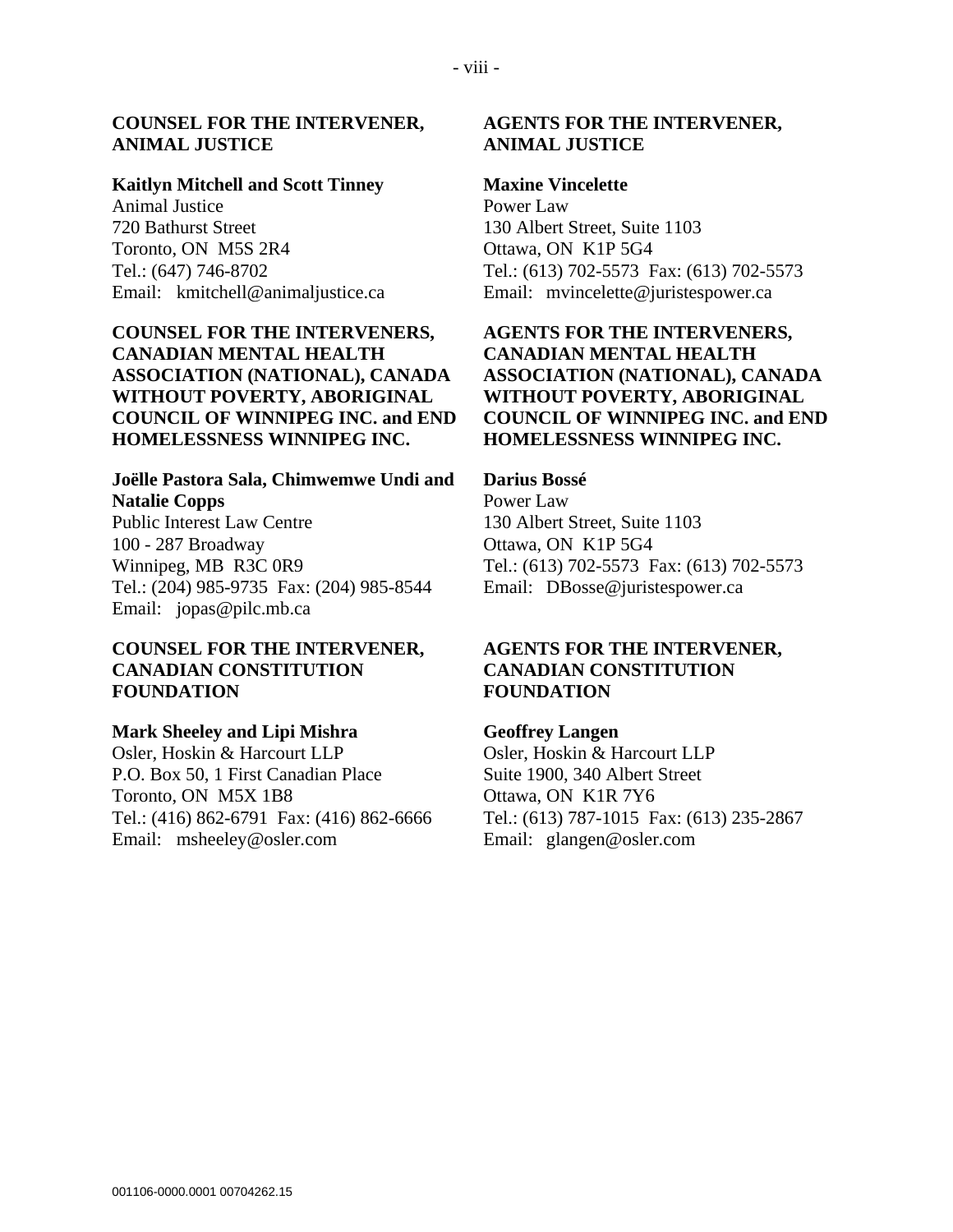**COUNSEL FOR THE INTERVENER, ANIMAL JUSTICE**

**Kaitlyn Mitchell and Scott Tinney**
Animal Justice
720 Bathurst Street
Toronto, ON M5S 2R4
Tel.: (647) 746-8702
Email: kmitchell@animaljustice.ca

**AGENTS FOR THE INTERVENER, ANIMAL JUSTICE**

**Maxine Vincelette**
Power Law
130 Albert Street, Suite 1103
Ottawa, ON K1P 5G4
Tel.: (613) 702-5573 Fax: (613) 702-5573
Email: mvincelette@juristespower.ca

**COUNSEL FOR THE INTERVENERS, CANADIAN MENTAL HEALTH ASSOCIATION (NATIONAL), CANADA WITHOUT POVERTY, ABORIGINAL COUNCIL OF WINNIPEG INC. and END HOMELESSNESS WINNIPEG INC.**

**Joëlle Pastora Sala, Chimwemwe Undi and Natalie Copps**
Public Interest Law Centre
100 - 287 Broadway
Winnipeg, MB R3C 0R9
Tel.: (204) 985-9735 Fax: (204) 985-8544
Email: jopas@pilc.mb.ca

**AGENTS FOR THE INTERVENERS, CANADIAN MENTAL HEALTH ASSOCIATION (NATIONAL), CANADA WITHOUT POVERTY, ABORIGINAL COUNCIL OF WINNIPEG INC. and END HOMELESSNESS WINNIPEG INC.**

**Darius Bossé**
Power Law
130 Albert Street, Suite 1103
Ottawa, ON K1P 5G4
Tel.: (613) 702-5573 Fax: (613) 702-5573
Email: DBosse@juristespower.ca

**COUNSEL FOR THE INTERVENER, CANADIAN CONSTITUTION FOUNDATION**

**Mark Sheeley and Lipi Mishra**
Osler, Hoskin & Harcourt LLP
P.O. Box 50, 1 First Canadian Place
Toronto, ON M5X 1B8
Tel.: (416) 862-6791 Fax: (416) 862-6666
Email: msheeley@osler.com

**AGENTS FOR THE INTERVENER, CANADIAN CONSTITUTION FOUNDATION**

**Geoffrey Langen**
Osler, Hoskin & Harcourt LLP
Suite 1900, 340 Albert Street
Ottawa, ON K1R 7Y6
Tel.: (613) 787-1015 Fax: (613) 235-2867
Email: glangen@osler.com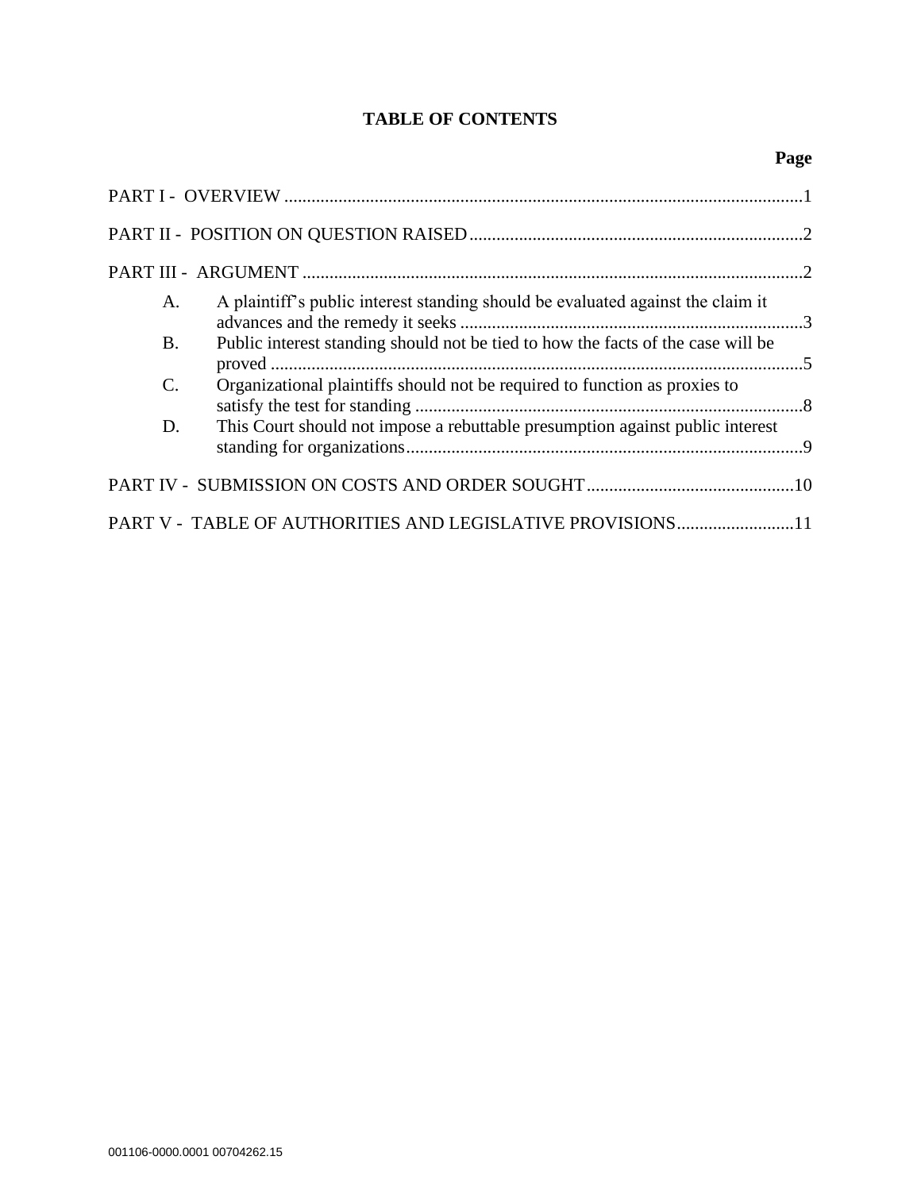## TABLE OF CONTENTS

| | Page |
|---|---|
| PART I - OVERVIEW | 1 |
| PART II - POSITION ON QUESTION RAISED | 2 |
| PART III - ARGUMENT | 2 |
| A. A plaintiff's public interest standing should be evaluated against the claim it advances and the remedy it seeks | 3 |
| B. Public interest standing should not be tied to how the facts of the case will be proved | 5 |
| C. Organizational plaintiffs should not be required to function as proxies to satisfy the test for standing | 8 |
| D. This Court should not impose a rebuttable presumption against public interest standing for organizations | 9 |
| PART IV - SUBMISSION ON COSTS AND ORDER SOUGHT | 10 |
| PART V - TABLE OF AUTHORITIES AND LEGISLATIVE PROVISIONS | 11 |

001106-0000.0001 00704262.15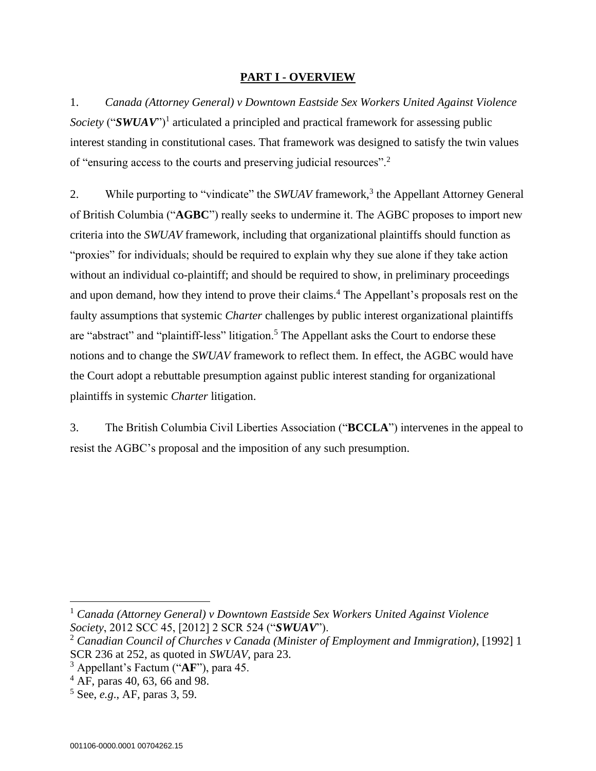## PART I - OVERVIEW

1. *Canada (Attorney General) v Downtown Eastside Sex Workers United Against Violence Society* ("***SWUAV***")[1] articulated a principled and practical framework for assessing public interest standing in constitutional cases. That framework was designed to satisfy the twin values of "ensuring access to the courts and preserving judicial resources".[2]

2. While purporting to "vindicate" the *SWUAV* framework,[3] the Appellant Attorney General of British Columbia ("**AGBC**") really seeks to undermine it. The AGBC proposes to import new criteria into the *SWUAV* framework, including that organizational plaintiffs should function as "proxies" for individuals; should be required to explain why they sue alone if they take action without an individual co-plaintiff; and should be required to show, in preliminary proceedings and upon demand, how they intend to prove their claims.[4] The Appellant's proposals rest on the faulty assumptions that systemic *Charter* challenges by public interest organizational plaintiffs are "abstract" and "plaintiff-less" litigation.[5] The Appellant asks the Court to endorse these notions and to change the *SWUAV* framework to reflect them. In effect, the AGBC would have the Court adopt a rebuttable presumption against public interest standing for organizational plaintiffs in systemic *Charter* litigation.

3. The British Columbia Civil Liberties Association ("**BCCLA**") intervenes in the appeal to resist the AGBC's proposal and the imposition of any such presumption.

---

[1] *Canada (Attorney General) v Downtown Eastside Sex Workers United Against Violence Society*, 2012 SCC 45, [2012] 2 SCR 524 ("***SWUAV***").

[2] *Canadian Council of Churches v Canada (Minister of Employment and Immigration)*, [1992] 1 SCR 236 at 252, as quoted in *SWUAV*, para 23.

[3] Appellant's Factum ("**AF**"), para 45.

[4] AF, paras 40, 63, 66 and 98.

[5] See, *e.g.*, AF, paras 3, 59.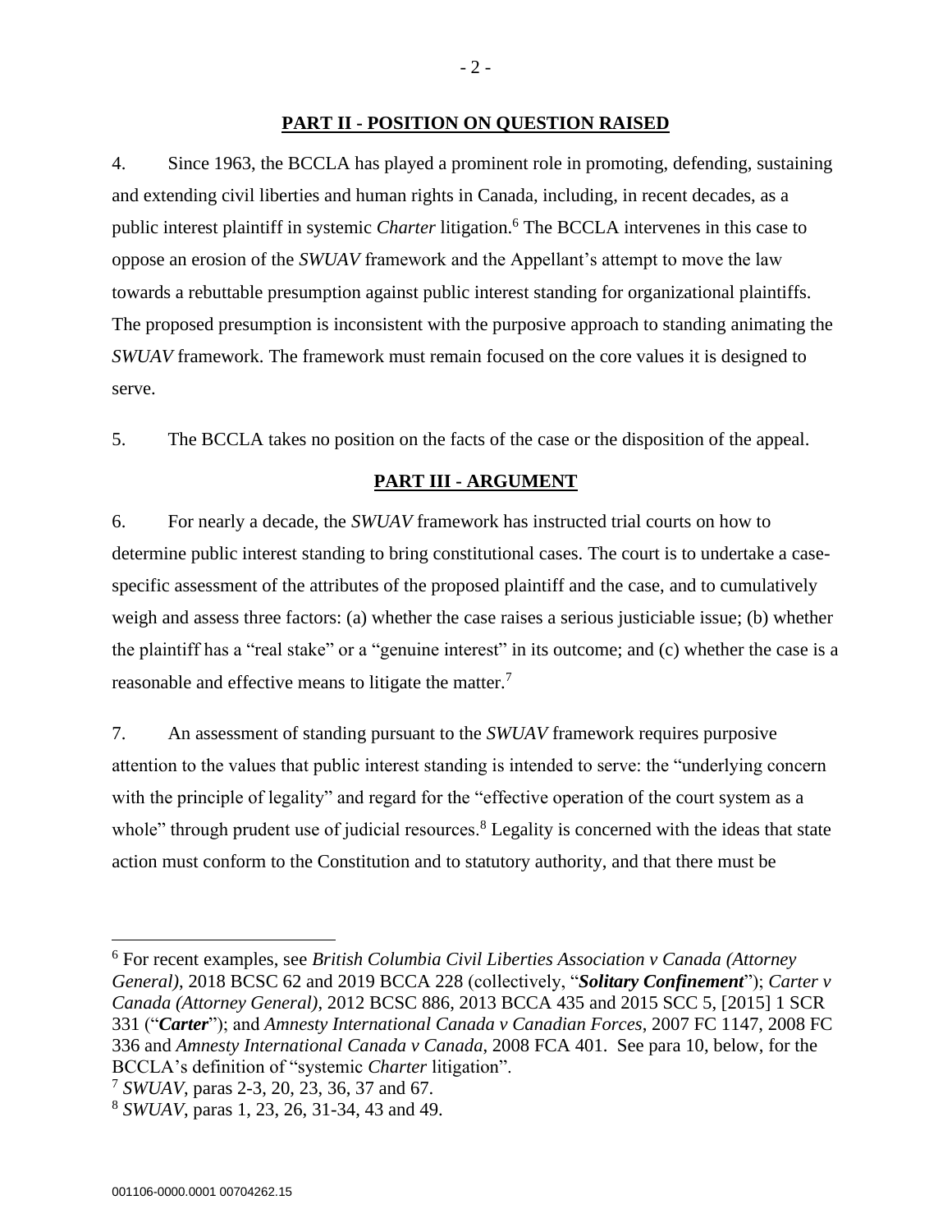## PART II - POSITION ON QUESTION RAISED

4. Since 1963, the BCCLA has played a prominent role in promoting, defending, sustaining and extending civil liberties and human rights in Canada, including, in recent decades, as a public interest plaintiff in systemic *Charter* litigation.[6] The BCCLA intervenes in this case to oppose an erosion of the *SWUAV* framework and the Appellant's attempt to move the law towards a rebuttable presumption against public interest standing for organizational plaintiffs. The proposed presumption is inconsistent with the purposive approach to standing animating the *SWUAV* framework. The framework must remain focused on the core values it is designed to serve.

5. The BCCLA takes no position on the facts of the case or the disposition of the appeal.

## PART III - ARGUMENT

6. For nearly a decade, the *SWUAV* framework has instructed trial courts on how to determine public interest standing to bring constitutional cases. The court is to undertake a case-specific assessment of the attributes of the proposed plaintiff and the case, and to cumulatively weigh and assess three factors: (a) whether the case raises a serious justiciable issue; (b) whether the plaintiff has a "real stake" or a "genuine interest" in its outcome; and (c) whether the case is a reasonable and effective means to litigate the matter.[7]

7. An assessment of standing pursuant to the *SWUAV* framework requires purposive attention to the values that public interest standing is intended to serve: the "underlying concern with the principle of legality" and regard for the "effective operation of the court system as a whole" through prudent use of judicial resources.[8] Legality is concerned with the ideas that state action must conform to the Constitution and to statutory authority, and that there must be

---

[6] For recent examples, see *British Columbia Civil Liberties Association v Canada (Attorney General)*, 2018 BCSC 62 and 2019 BCCA 228 (collectively, "***Solitary Confinement***"); *Carter v Canada (Attorney General)*, 2012 BCSC 886, 2013 BCCA 435 and 2015 SCC 5, [2015] 1 SCR 331 ("***Carter***"); and *Amnesty International Canada v Canadian Forces*, 2007 FC 1147, 2008 FC 336 and *Amnesty International Canada v Canada*, 2008 FCA 401. See para 10, below, for the BCCLA's definition of "systemic *Charter* litigation".

[7] *SWUAV*, paras 2-3, 20, 23, 36, 37 and 67.

[8] *SWUAV*, paras 1, 23, 26, 31-34, 43 and 49.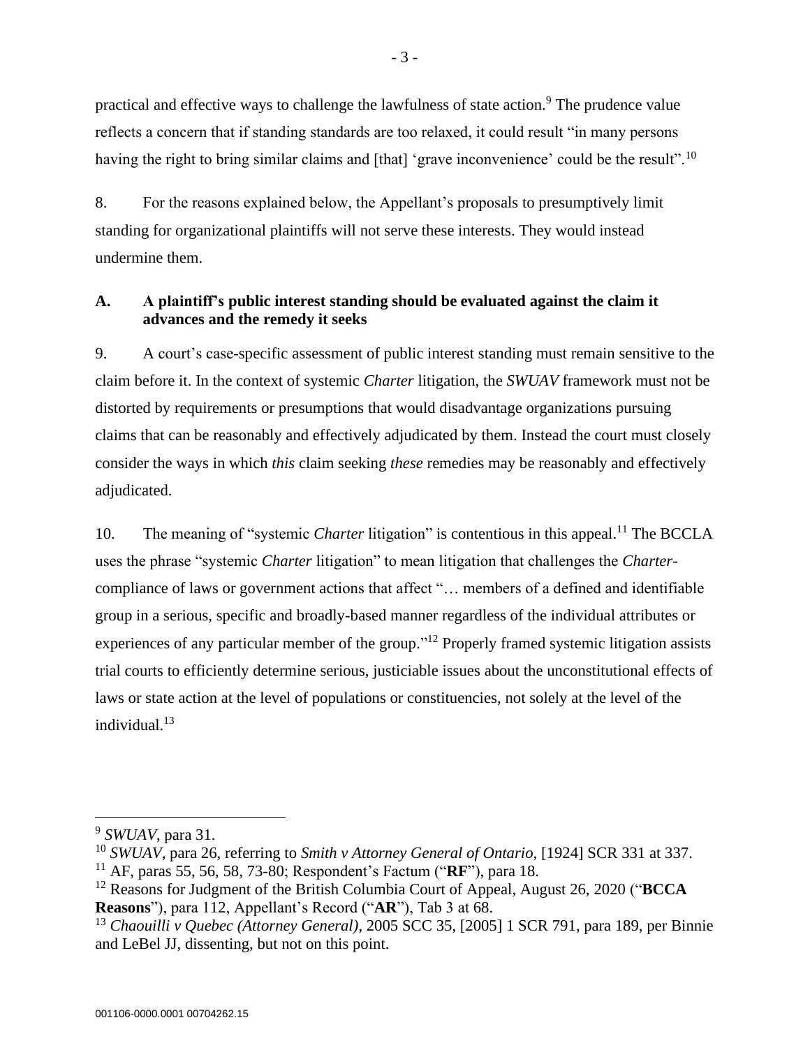practical and effective ways to challenge the lawfulness of state action.[9] The prudence value reflects a concern that if standing standards are too relaxed, it could result "in many persons having the right to bring similar claims and [that] 'grave inconvenience' could be the result".[10]

8. For the reasons explained below, the Appellant's proposals to presumptively limit standing for organizational plaintiffs will not serve these interests. They would instead undermine them.

## A. A plaintiff's public interest standing should be evaluated against the claim it advances and the remedy it seeks

9. A court's case-specific assessment of public interest standing must remain sensitive to the claim before it. In the context of systemic *Charter* litigation, the *SWUAV* framework must not be distorted by requirements or presumptions that would disadvantage organizations pursuing claims that can be reasonably and effectively adjudicated by them. Instead the court must closely consider the ways in which *this* claim seeking *these* remedies may be reasonably and effectively adjudicated.

10. The meaning of "systemic *Charter* litigation" is contentious in this appeal.[11] The BCCLA uses the phrase "systemic *Charter* litigation" to mean litigation that challenges the *Charter*-compliance of laws or government actions that affect "… members of a defined and identifiable group in a serious, specific and broadly-based manner regardless of the individual attributes or experiences of any particular member of the group."[12] Properly framed systemic litigation assists trial courts to efficiently determine serious, justiciable issues about the unconstitutional effects of laws or state action at the level of populations or constituencies, not solely at the level of the individual.[13]

---

[9] *SWUAV*, para 31.

[10] *SWUAV*, para 26, referring to *Smith v Attorney General of Ontario*, [1924] SCR 331 at 337.

[11] AF, paras 55, 56, 58, 73-80; Respondent's Factum ("**RF**"), para 18.

[12] Reasons for Judgment of the British Columbia Court of Appeal, August 26, 2020 ("**BCCA Reasons**"), para 112, Appellant's Record ("**AR**"), Tab 3 at 68.

[13] *Chaouilli v Quebec (Attorney General)*, 2005 SCC 35, [2005] 1 SCR 791, para 189, per Binnie and LeBel JJ, dissenting, but not on this point.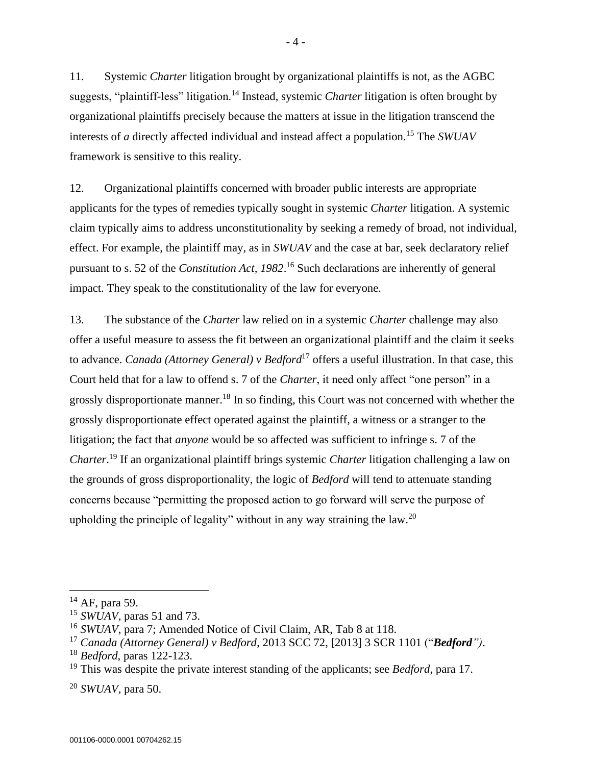11. Systemic *Charter* litigation brought by organizational plaintiffs is not, as the AGBC suggests, "plaintiff-less" litigation.[14] Instead, systemic *Charter* litigation is often brought by organizational plaintiffs precisely because the matters at issue in the litigation transcend the interests of *a* directly affected individual and instead affect a population.[15] The *SWUAV* framework is sensitive to this reality.

12. Organizational plaintiffs concerned with broader public interests are appropriate applicants for the types of remedies typically sought in systemic *Charter* litigation. A systemic claim typically aims to address unconstitutionality by seeking a remedy of broad, not individual, effect. For example, the plaintiff may, as in *SWUAV* and the case at bar, seek declaratory relief pursuant to s. 52 of the *Constitution Act, 1982*.[16] Such declarations are inherently of general impact. They speak to the constitutionality of the law for everyone.

13. The substance of the *Charter* law relied on in a systemic *Charter* challenge may also offer a useful measure to assess the fit between an organizational plaintiff and the claim it seeks to advance. *Canada (Attorney General) v Bedford*[17] offers a useful illustration. In that case, this Court held that for a law to offend s. 7 of the *Charter*, it need only affect "one person" in a grossly disproportionate manner.[18] In so finding, this Court was not concerned with whether the grossly disproportionate effect operated against the plaintiff, a witness or a stranger to the litigation; the fact that *anyone* would be so affected was sufficient to infringe s. 7 of the *Charter*.[19] If an organizational plaintiff brings systemic *Charter* litigation challenging a law on the grounds of gross disproportionality, the logic of *Bedford* will tend to attenuate standing concerns because "permitting the proposed action to go forward will serve the purpose of upholding the principle of legality" without in any way straining the law.[20]

---

[14] AF, para 59.

[15] *SWUAV*, paras 51 and 73.

[16] *SWUAV*, para 7; Amended Notice of Civil Claim, AR, Tab 8 at 118.

[17] *Canada (Attorney General) v Bedford*, 2013 SCC 72, [2013] 3 SCR 1101 ("***Bedford***").

[18] *Bedford*, paras 122-123.

[19] This was despite the private interest standing of the applicants; see *Bedford*, para 17.

[20] *SWUAV*, para 50.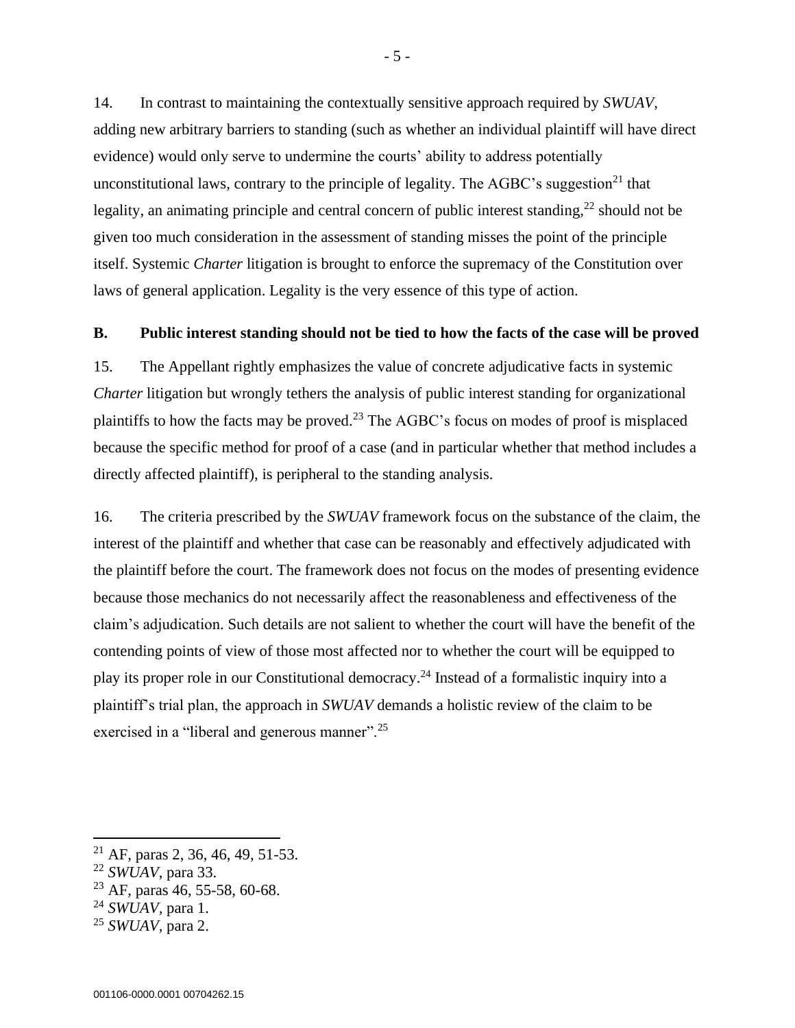14. In contrast to maintaining the contextually sensitive approach required by *SWUAV*, adding new arbitrary barriers to standing (such as whether an individual plaintiff will have direct evidence) would only serve to undermine the courts' ability to address potentially unconstitutional laws, contrary to the principle of legality. The AGBC's suggestion[21] that legality, an animating principle and central concern of public interest standing,[22] should not be given too much consideration in the assessment of standing misses the point of the principle itself. Systemic *Charter* litigation is brought to enforce the supremacy of the Constitution over laws of general application. Legality is the very essence of this type of action.

## B. Public interest standing should not be tied to how the facts of the case will be proved

15. The Appellant rightly emphasizes the value of concrete adjudicative facts in systemic *Charter* litigation but wrongly tethers the analysis of public interest standing for organizational plaintiffs to how the facts may be proved.[23] The AGBC's focus on modes of proof is misplaced because the specific method for proof of a case (and in particular whether that method includes a directly affected plaintiff), is peripheral to the standing analysis.

16. The criteria prescribed by the *SWUAV* framework focus on the substance of the claim, the interest of the plaintiff and whether that case can be reasonably and effectively adjudicated with the plaintiff before the court. The framework does not focus on the modes of presenting evidence because those mechanics do not necessarily affect the reasonableness and effectiveness of the claim's adjudication. Such details are not salient to whether the court will have the benefit of the contending points of view of those most affected nor to whether the court will be equipped to play its proper role in our Constitutional democracy.[24] Instead of a formalistic inquiry into a plaintiff's trial plan, the approach in *SWUAV* demands a holistic review of the claim to be exercised in a "liberal and generous manner".[25]

---

[21] AF, paras 2, 36, 46, 49, 51-53.

[22] *SWUAV*, para 33.

[23] AF, paras 46, 55-58, 60-68.

[24] *SWUAV*, para 1.

[25] *SWUAV*, para 2.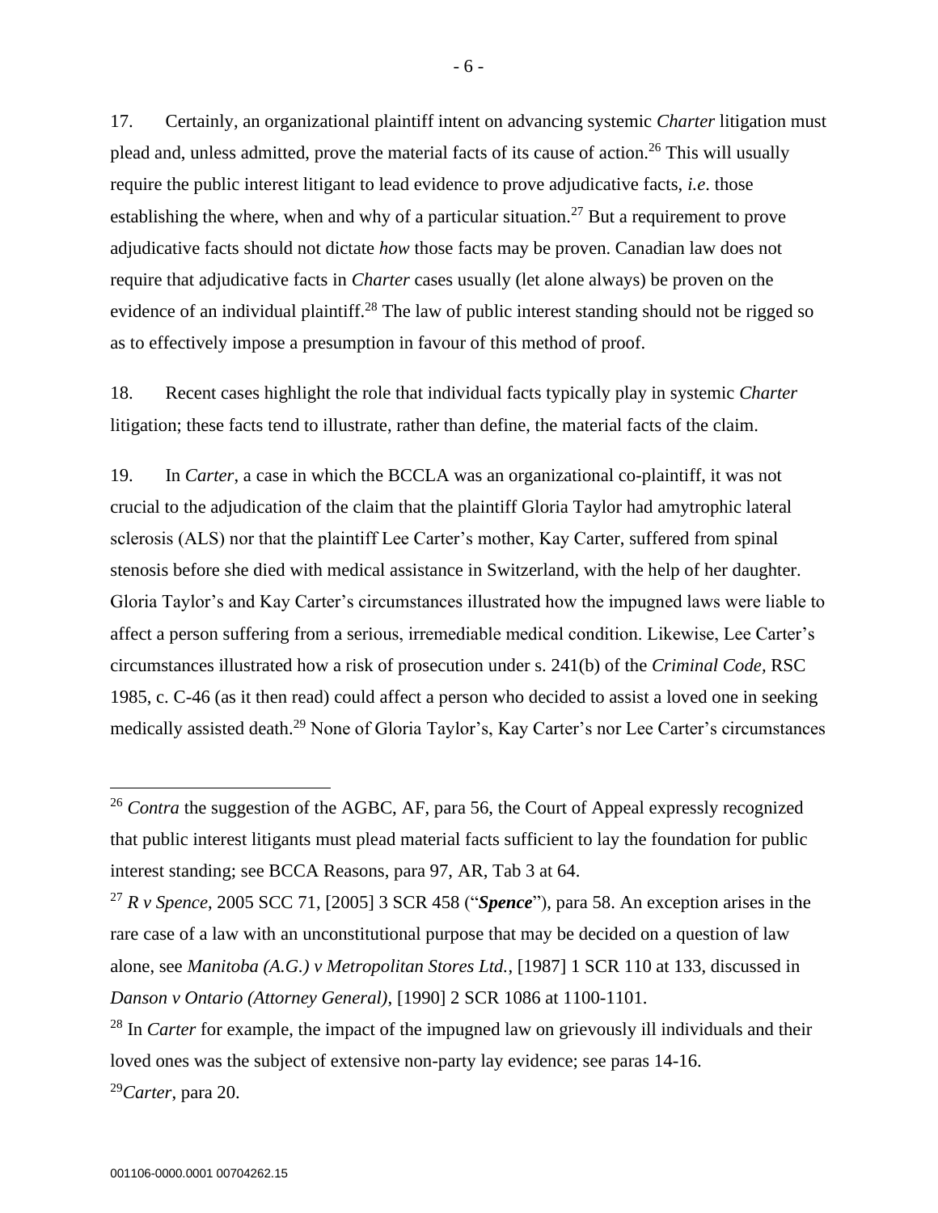17. Certainly, an organizational plaintiff intent on advancing systemic *Charter* litigation must plead and, unless admitted, prove the material facts of its cause of action.[26] This will usually require the public interest litigant to lead evidence to prove adjudicative facts, *i.e*. those establishing the where, when and why of a particular situation.[27] But a requirement to prove adjudicative facts should not dictate *how* those facts may be proven. Canadian law does not require that adjudicative facts in *Charter* cases usually (let alone always) be proven on the evidence of an individual plaintiff.[28] The law of public interest standing should not be rigged so as to effectively impose a presumption in favour of this method of proof.

18. Recent cases highlight the role that individual facts typically play in systemic *Charter* litigation; these facts tend to illustrate, rather than define, the material facts of the claim.

19. In *Carter*, a case in which the BCCLA was an organizational co-plaintiff, it was not crucial to the adjudication of the claim that the plaintiff Gloria Taylor had amytrophic lateral sclerosis (ALS) nor that the plaintiff Lee Carter's mother, Kay Carter, suffered from spinal stenosis before she died with medical assistance in Switzerland, with the help of her daughter. Gloria Taylor's and Kay Carter's circumstances illustrated how the impugned laws were liable to affect a person suffering from a serious, irremediable medical condition. Likewise, Lee Carter's circumstances illustrated how a risk of prosecution under s. 241(b) of the *Criminal Code,* RSC 1985, c. C-46 (as it then read) could affect a person who decided to assist a loved one in seeking medically assisted death.[29] None of Gloria Taylor's, Kay Carter's nor Lee Carter's circumstances

---

[26] *Contra* the suggestion of the AGBC, AF, para 56, the Court of Appeal expressly recognized that public interest litigants must plead material facts sufficient to lay the foundation for public interest standing; see BCCA Reasons, para 97, AR, Tab 3 at 64.

[27] *R v Spence*, 2005 SCC 71, [2005] 3 SCR 458 ("***Spence***"), para 58. An exception arises in the rare case of a law with an unconstitutional purpose that may be decided on a question of law alone, see *Manitoba (A.G.) v Metropolitan Stores Ltd.*, [1987] 1 SCR 110 at 133, discussed in *Danson v Ontario (Attorney General)*, [1990] 2 SCR 1086 at 1100-1101.

[28] In *Carter* for example, the impact of the impugned law on grievously ill individuals and their loved ones was the subject of extensive non-party lay evidence; see paras 14-16.

[29] *Carter*, para 20.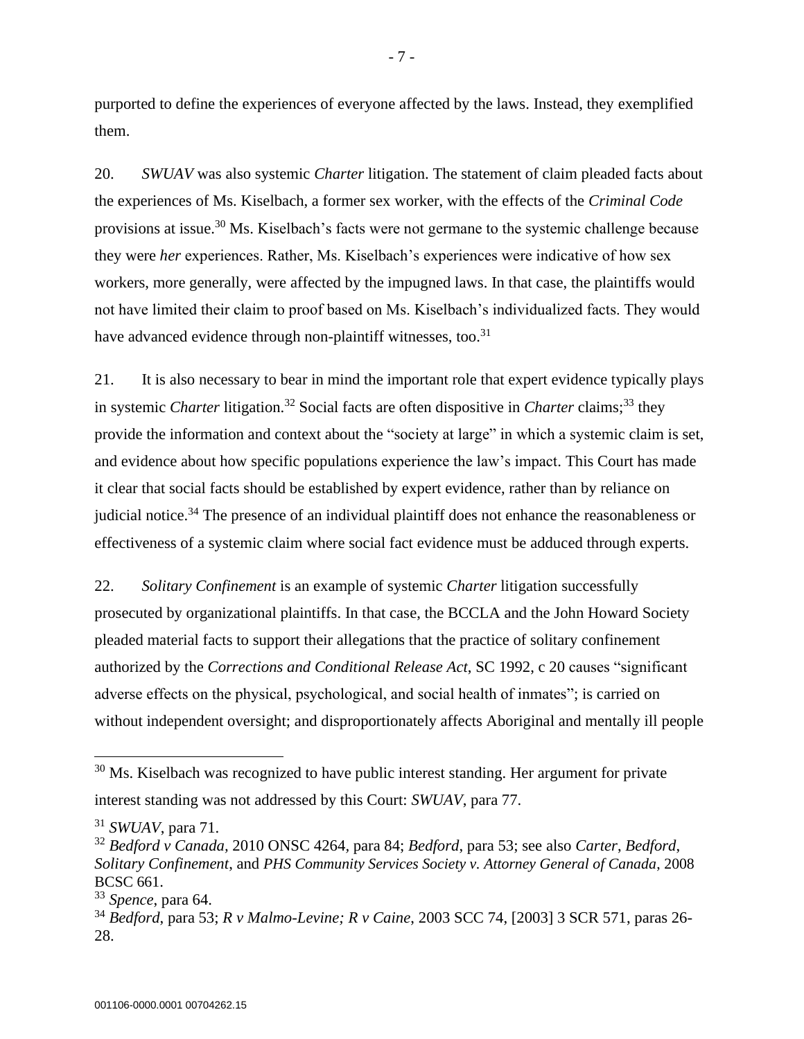purported to define the experiences of everyone affected by the laws. Instead, they exemplified them.

20. *SWUAV* was also systemic *Charter* litigation. The statement of claim pleaded facts about the experiences of Ms. Kiselbach, a former sex worker, with the effects of the *Criminal Code* provisions at issue.[30] Ms. Kiselbach's facts were not germane to the systemic challenge because they were *her* experiences. Rather, Ms. Kiselbach's experiences were indicative of how sex workers, more generally, were affected by the impugned laws. In that case, the plaintiffs would not have limited their claim to proof based on Ms. Kiselbach's individualized facts. They would have advanced evidence through non-plaintiff witnesses, too.[31]

21. It is also necessary to bear in mind the important role that expert evidence typically plays in systemic *Charter* litigation.[32] Social facts are often dispositive in *Charter* claims;[33] they provide the information and context about the "society at large" in which a systemic claim is set, and evidence about how specific populations experience the law's impact. This Court has made it clear that social facts should be established by expert evidence, rather than by reliance on judicial notice.[34] The presence of an individual plaintiff does not enhance the reasonableness or effectiveness of a systemic claim where social fact evidence must be adduced through experts.

22. *Solitary Confinement* is an example of systemic *Charter* litigation successfully prosecuted by organizational plaintiffs. In that case, the BCCLA and the John Howard Society pleaded material facts to support their allegations that the practice of solitary confinement authorized by the *Corrections and Conditional Release Act*, SC 1992, c 20 causes "significant adverse effects on the physical, psychological, and social health of inmates"; is carried on without independent oversight; and disproportionately affects Aboriginal and mentally ill people

---

[30] Ms. Kiselbach was recognized to have public interest standing. Her argument for private interest standing was not addressed by this Court: *SWUAV*, para 77.

[31] *SWUAV*, para 71.

[32] *Bedford v Canada*, 2010 ONSC 4264, para 84; *Bedford*, para 53; see also *Carter*, *Bedford*, *Solitary Confinement*, and *PHS Community Services Society v. Attorney General of Canada*, 2008 BCSC 661.

[33] *Spence*, para 64.

[34] *Bedford*, para 53; *R v Malmo-Levine; R v Caine*, 2003 SCC 74, [2003] 3 SCR 571, paras 26-28.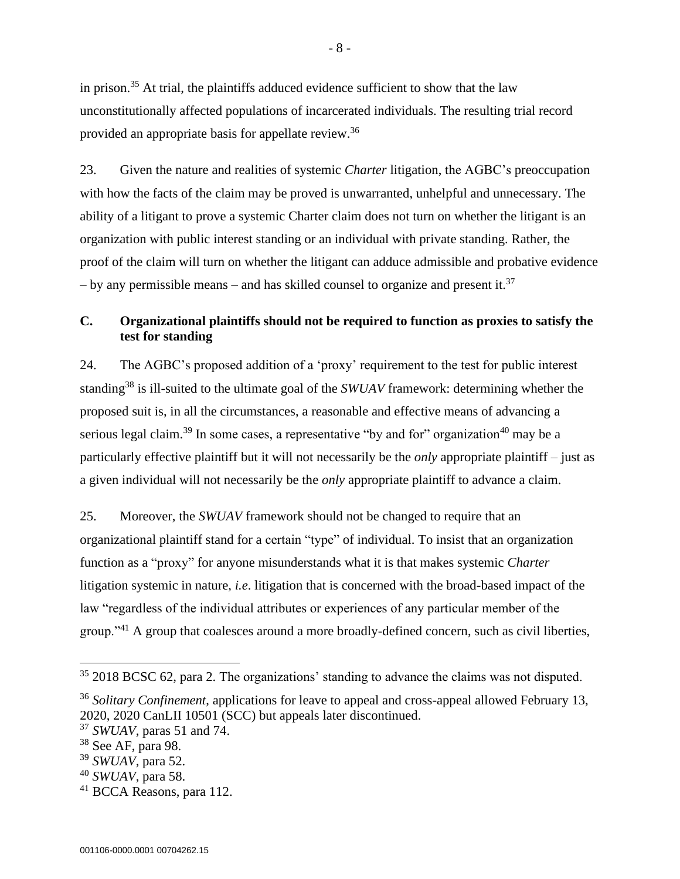in prison.[35] At trial, the plaintiffs adduced evidence sufficient to show that the law unconstitutionally affected populations of incarcerated individuals. The resulting trial record provided an appropriate basis for appellate review.[36]

23. Given the nature and realities of systemic *Charter* litigation, the AGBC's preoccupation with how the facts of the claim may be proved is unwarranted, unhelpful and unnecessary. The ability of a litigant to prove a systemic Charter claim does not turn on whether the litigant is an organization with public interest standing or an individual with private standing. Rather, the proof of the claim will turn on whether the litigant can adduce admissible and probative evidence – by any permissible means – and has skilled counsel to organize and present it.[37]

## C. Organizational plaintiffs should not be required to function as proxies to satisfy the test for standing

24. The AGBC's proposed addition of a 'proxy' requirement to the test for public interest standing[38] is ill-suited to the ultimate goal of the *SWUAV* framework: determining whether the proposed suit is, in all the circumstances, a reasonable and effective means of advancing a serious legal claim.[39] In some cases, a representative "by and for" organization[40] may be a particularly effective plaintiff but it will not necessarily be the *only* appropriate plaintiff – just as a given individual will not necessarily be the *only* appropriate plaintiff to advance a claim.

25. Moreover, the *SWUAV* framework should not be changed to require that an organizational plaintiff stand for a certain "type" of individual. To insist that an organization function as a "proxy" for anyone misunderstands what it is that makes systemic *Charter* litigation systemic in nature, *i.e*. litigation that is concerned with the broad-based impact of the law "regardless of the individual attributes or experiences of any particular member of the group."[41] A group that coalesces around a more broadly-defined concern, such as civil liberties,

---

[35] 2018 BCSC 62, para 2. The organizations' standing to advance the claims was not disputed.

[36] *Solitary Confinement*, applications for leave to appeal and cross-appeal allowed February 13, 2020, 2020 CanLII 10501 (SCC) but appeals later discontinued.

[37] *SWUAV*, paras 51 and 74.

[38] See AF, para 98.

[39] *SWUAV*, para 52.

[40] *SWUAV*, para 58.

[41] BCCA Reasons, para 112.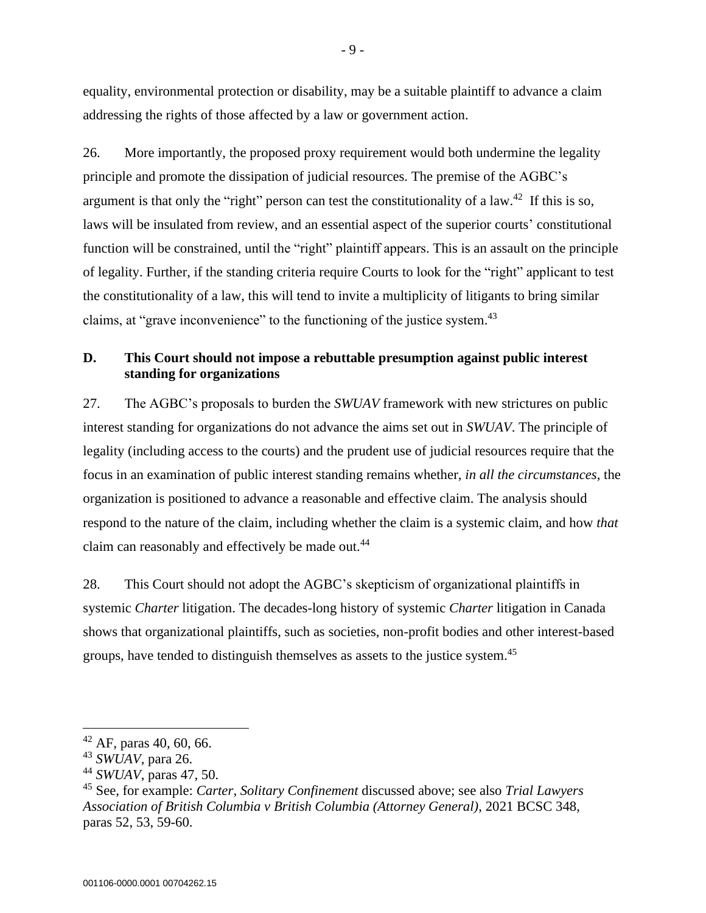equality, environmental protection or disability, may be a suitable plaintiff to advance a claim addressing the rights of those affected by a law or government action.

26. More importantly, the proposed proxy requirement would both undermine the legality principle and promote the dissipation of judicial resources. The premise of the AGBC's argument is that only the "right" person can test the constitutionality of a law.[42] If this is so, laws will be insulated from review, and an essential aspect of the superior courts' constitutional function will be constrained, until the "right" plaintiff appears. This is an assault on the principle of legality. Further, if the standing criteria require Courts to look for the "right" applicant to test the constitutionality of a law, this will tend to invite a multiplicity of litigants to bring similar claims, at "grave inconvenience" to the functioning of the justice system.[43]

## D. This Court should not impose a rebuttable presumption against public interest standing for organizations

27. The AGBC's proposals to burden the *SWUAV* framework with new strictures on public interest standing for organizations do not advance the aims set out in *SWUAV*. The principle of legality (including access to the courts) and the prudent use of judicial resources require that the focus in an examination of public interest standing remains whether, *in all the circumstances*, the organization is positioned to advance a reasonable and effective claim. The analysis should respond to the nature of the claim, including whether the claim is a systemic claim, and how *that* claim can reasonably and effectively be made out.[44]

28. This Court should not adopt the AGBC's skepticism of organizational plaintiffs in systemic *Charter* litigation. The decades-long history of systemic *Charter* litigation in Canada shows that organizational plaintiffs, such as societies, non-profit bodies and other interest-based groups, have tended to distinguish themselves as assets to the justice system.[45]

---

[42] AF, paras 40, 60, 66.

[43] *SWUAV*, para 26.

[44] *SWUAV*, paras 47, 50.

[45] See, for example: *Carter*, *Solitary Confinement* discussed above; see also *Trial Lawyers Association of British Columbia v British Columbia (Attorney General)*, 2021 BCSC 348, paras 52, 53, 59-60.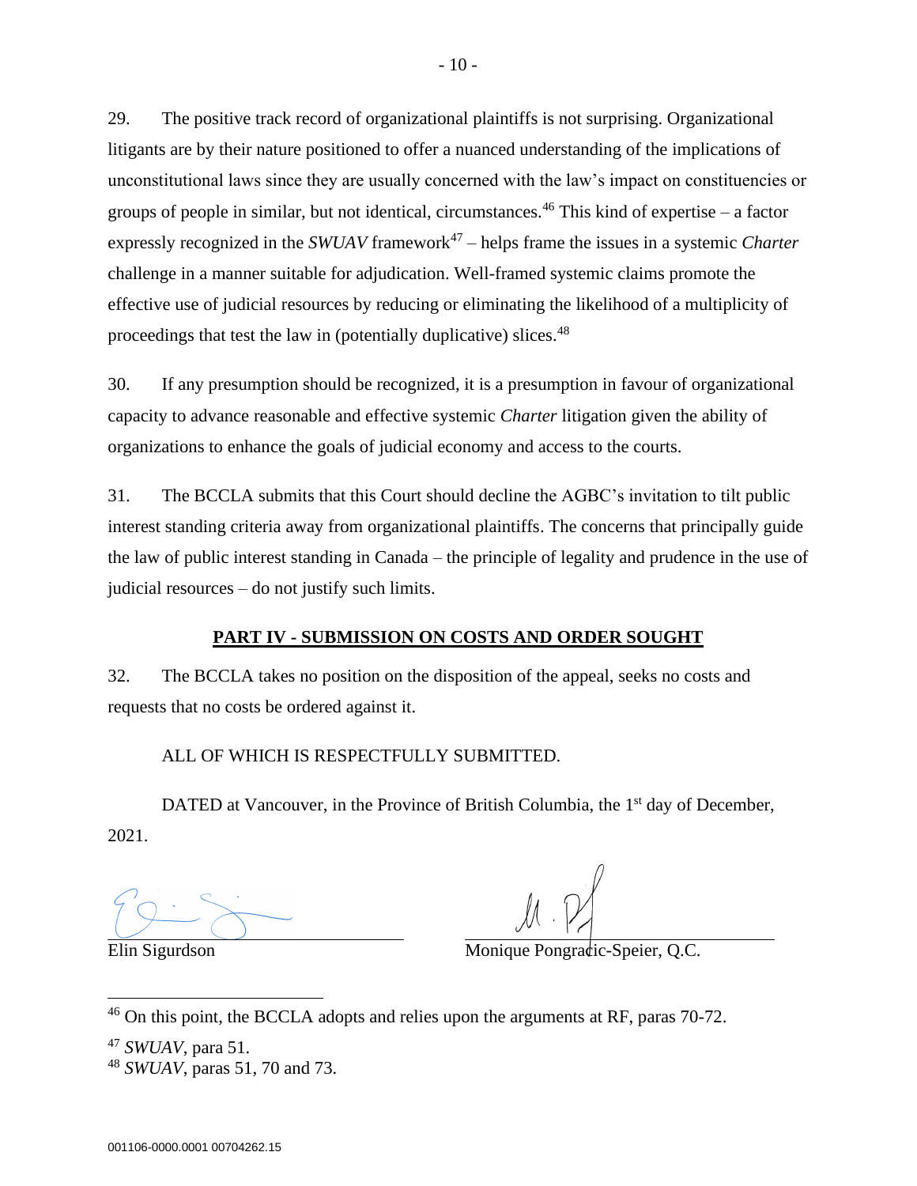29. The positive track record of organizational plaintiffs is not surprising. Organizational litigants are by their nature positioned to offer a nuanced understanding of the implications of unconstitutional laws since they are usually concerned with the law's impact on constituencies or groups of people in similar, but not identical, circumstances.[46] This kind of expertise – a factor expressly recognized in the *SWUAV* framework[47] – helps frame the issues in a systemic *Charter* challenge in a manner suitable for adjudication. Well-framed systemic claims promote the effective use of judicial resources by reducing or eliminating the likelihood of a multiplicity of proceedings that test the law in (potentially duplicative) slices.[48]

30. If any presumption should be recognized, it is a presumption in favour of organizational capacity to advance reasonable and effective systemic *Charter* litigation given the ability of organizations to enhance the goals of judicial economy and access to the courts.

31. The BCCLA submits that this Court should decline the AGBC's invitation to tilt public interest standing criteria away from organizational plaintiffs. The concerns that principally guide the law of public interest standing in Canada – the principle of legality and prudence in the use of judicial resources – do not justify such limits.

## PART IV - SUBMISSION ON COSTS AND ORDER SOUGHT

32. The BCCLA takes no position on the disposition of the appeal, seeks no costs and requests that no costs be ordered against it.

ALL OF WHICH IS RESPECTFULLY SUBMITTED.

DATED at Vancouver, in the Province of British Columbia, the 1st day of December, 2021.

Elin Sigurdson

Monique Pongracic-Speier, Q.C.

---

[46] On this point, the BCCLA adopts and relies upon the arguments at RF, paras 70-72.

[47] *SWUAV*, para 51.

[48] *SWUAV*, paras 51, 70 and 73.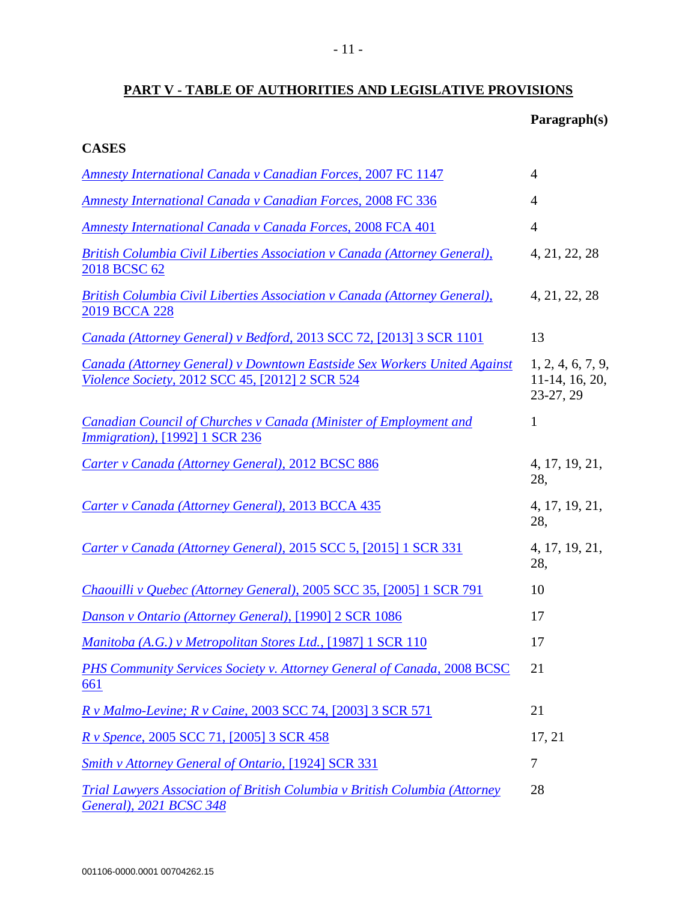## PART V - TABLE OF AUTHORITIES AND LEGISLATIVE PROVISIONS

| | Paragraph(s) |
|---|---|
| **CASES** | |
| *Amnesty International Canada v Canadian Forces*, 2007 FC 1147 | 4 |
| *Amnesty International Canada v Canadian Forces*, 2008 FC 336 | 4 |
| *Amnesty International Canada v Canada Forces*, 2008 FCA 401 | 4 |
| *British Columbia Civil Liberties Association v Canada (Attorney General)*, 2018 BCSC 62 | 4, 21, 22, 28 |
| *British Columbia Civil Liberties Association v Canada (Attorney General)*, 2019 BCCA 228 | 4, 21, 22, 28 |
| *Canada (Attorney General) v Bedford*, 2013 SCC 72, [2013] 3 SCR 1101 | 13 |
| *Canada (Attorney General) v Downtown Eastside Sex Workers United Against Violence Society*, 2012 SCC 45, [2012] 2 SCR 524 | 1, 2, 4, 6, 7, 9, 11-14, 16, 20, 23-27, 29 |
| *Canadian Council of Churches v Canada (Minister of Employment and Immigration)*, [1992] 1 SCR 236 | 1 |
| *Carter v Canada (Attorney General)*, 2012 BCSC 886 | 4, 17, 19, 21, 28, |
| *Carter v Canada (Attorney General)*, 2013 BCCA 435 | 4, 17, 19, 21, 28, |
| *Carter v Canada (Attorney General)*, 2015 SCC 5, [2015] 1 SCR 331 | 4, 17, 19, 21, 28, |
| *Chaouilli v Quebec (Attorney General)*, 2005 SCC 35, [2005] 1 SCR 791 | 10 |
| *Danson v Ontario (Attorney General)*, [1990] 2 SCR 1086 | 17 |
| *Manitoba (A.G.) v Metropolitan Stores Ltd.*, [1987] 1 SCR 110 | 17 |
| *PHS Community Services Society v. Attorney General of Canada*, 2008 BCSC 661 | 21 |
| *R v Malmo-Levine; R v Caine*, 2003 SCC 74, [2003] 3 SCR 571 | 21 |
| *R v Spence*, 2005 SCC 71, [2005] 3 SCR 458 | 17, 21 |
| *Smith v Attorney General of Ontario*, [1924] SCR 331 | 7 |
| *Trial Lawyers Association of British Columbia v British Columbia (Attorney General), 2021 BCSC 348* | 28 |

001106-0000.0001 00704262.15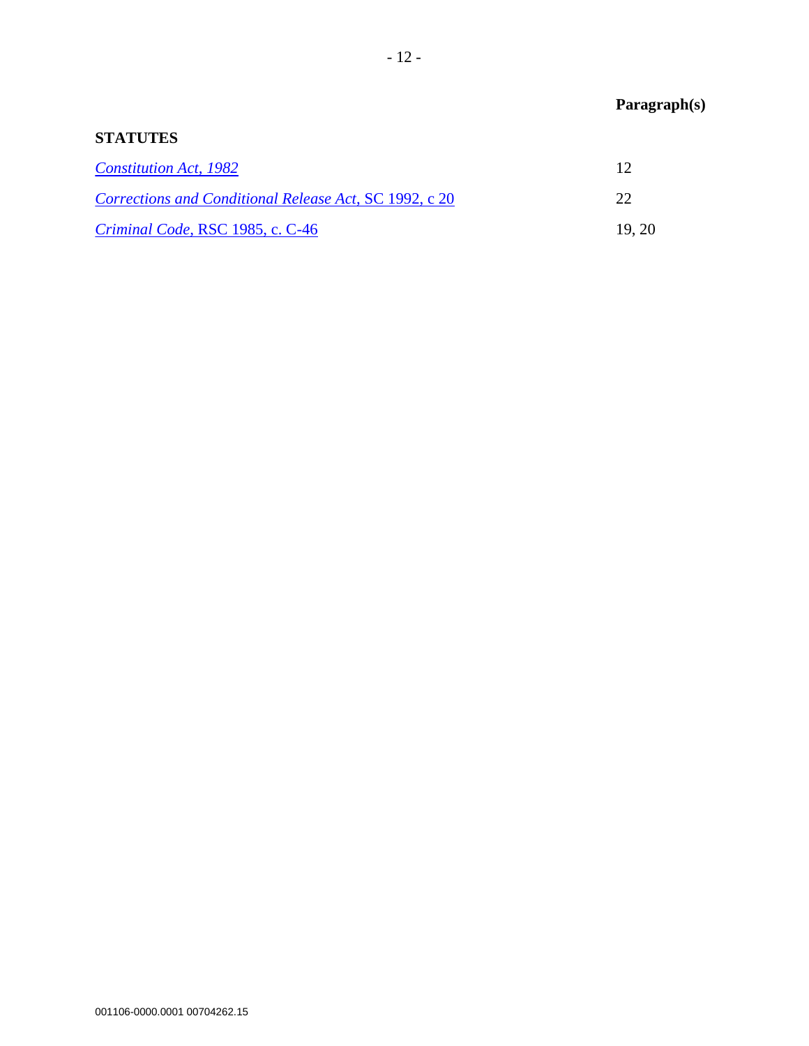| | Paragraph(s) |
|---|---|
| **STATUTES** | |
| *Constitution Act, 1982* | 12 |
| *Corrections and Conditional Release Act*, SC 1992, c 20 | 22 |
| *Criminal Code*, RSC 1985, c. C-46 | 19, 20 |

001106-0000.0001 00704262.15